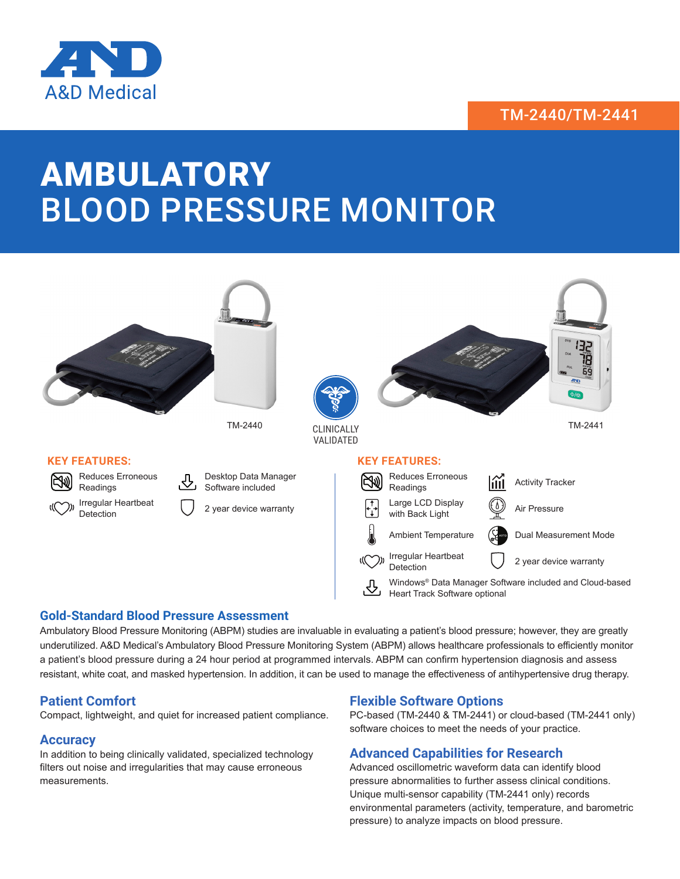A&D Medical

TM-2440/TM-2441

# AMBULATORY BLOOD PRESSURE MONITOR

TM-2440

CLINICALLY VALIDATED

TM-2441

### KEY FEATURES: (TM-2440)

- Reduces Erroneous Readings
- Irregular Heartbeat Detection
- Desktop Data Manager Software included
- 2 year device warranty

### KEY FEATURES: (TM-2441)

- Reduces Erroneous Readings
- Large LCD Display with Back Light
- Ambient Temperature
- Irregular Heartbeat Detection
- Activity Tracker
- Air Pressure
- Dual Measurement Mode
- 2 year device warranty
- Windows® Data Manager Software included and Cloud-based Heart Track Software optional

## Gold-Standard Blood Pressure Assessment

Ambulatory Blood Pressure Monitoring (ABPM) studies are invaluable in evaluating a patient's blood pressure; however, they are greatly underutilized. A&D Medical's Ambulatory Blood Pressure Monitoring System (ABPM) allows healthcare professionals to efficiently monitor a patient's blood pressure during a 24 hour period at programmed intervals. ABPM can confirm hypertension diagnosis and assess resistant, white coat, and masked hypertension. In addition, it can be used to manage the effectiveness of antihypertensive drug therapy.

## Patient Comfort

Compact, lightweight, and quiet for increased patient compliance.

## Accuracy

In addition to being clinically validated, specialized technology filters out noise and irregularities that may cause erroneous measurements.

## Flexible Software Options

PC-based (TM-2440 & TM-2441) or cloud-based (TM-2441 only) software choices to meet the needs of your practice.

## Advanced Capabilities for Research

Advanced oscillometric waveform data can identify blood pressure abnormalities to further assess clinical conditions. Unique multi-sensor capability (TM-2441 only) records environmental parameters (activity, temperature, and barometric pressure) to analyze impacts on blood pressure.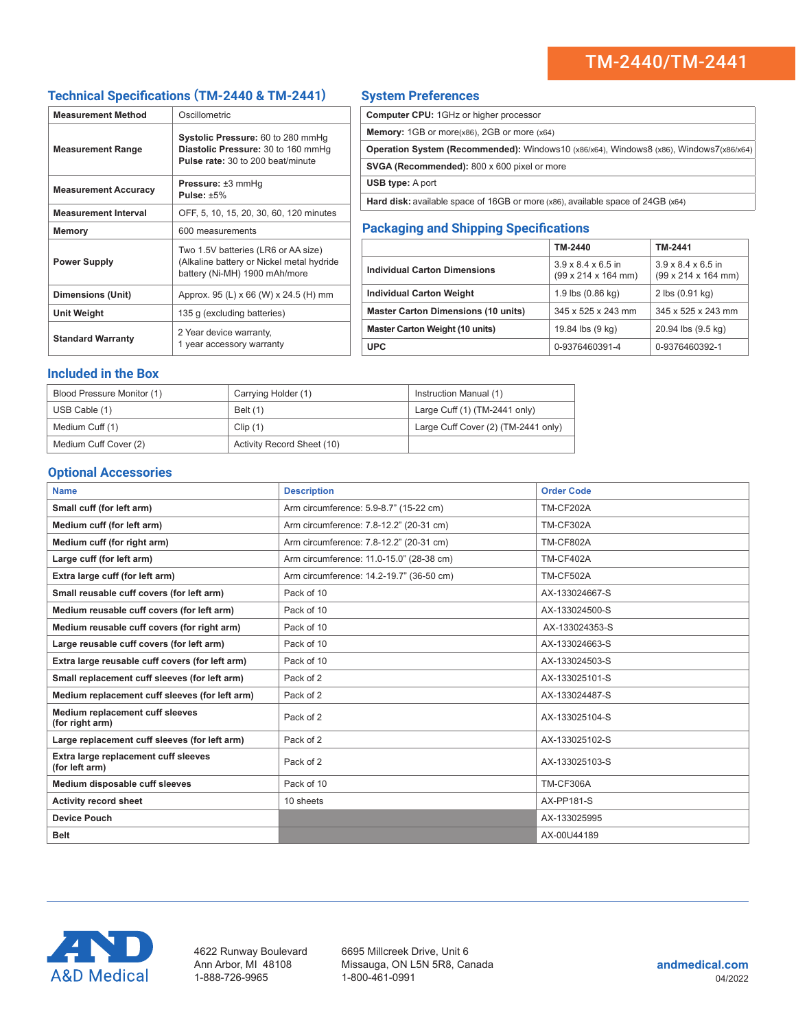# TM-2440/TM-2441

## Technical Specifications (TM-2440 & TM-2441)

| | |
|---|---|
| **Measurement Method** | Oscillometric |
| **Measurement Range** | **Systolic Pressure:** 60 to 280 mmHg<br>**Diastolic Pressure:** 30 to 160 mmHg<br>**Pulse rate:** 30 to 200 beat/minute |
| **Measurement Accuracy** | **Pressure:** ±3 mmHg<br>**Pulse:** ±5% |
| **Measurement Interval** | OFF, 5, 10, 15, 20, 30, 60, 120 minutes |
| **Memory** | 600 measurements |
| **Power Supply** | Two 1.5V batteries (LR6 or AA size) (Alkaline battery or Nickel metal hydride battery (Ni-MH) 1900 mAh/more |
| **Dimensions (Unit)** | Approx. 95 (L) x 66 (W) x 24.5 (H) mm |
| **Unit Weight** | 135 g (excluding batteries) |
| **Standard Warranty** | 2 Year device warranty,<br>1 year accessory warranty |

## System Preferences

| |
|---|
| **Computer CPU:** 1GHz or higher processor |
| **Memory:** 1GB or more(x86), 2GB or more (x64) |
| **Operation System (Recommended):** Windows10 (x86/x64), Windows8 (x86), Windows7(x86/x64) |
| **SVGA (Recommended):** 800 x 600 pixel or more |
| **USB type:** A port |
| **Hard disk:** available space of 16GB or more (x86), available space of 24GB (x64) |

## Packaging and Shipping Specifications

| | TM-2440 | TM-2441 |
|---|---|---|
| **Individual Carton Dimensions** | 3.9 x 8.4 x 6.5 in (99 x 214 x 164 mm) | 3.9 x 8.4 x 6.5 in (99 x 214 x 164 mm) |
| **Individual Carton Weight** | 1.9 lbs (0.86 kg) | 2 lbs (0.91 kg) |
| **Master Carton Dimensions (10 units)** | 345 x 525 x 243 mm | 345 x 525 x 243 mm |
| **Master Carton Weight (10 units)** | 19.84 lbs (9 kg) | 20.94 lbs (9.5 kg) |
| **UPC** | 0-9376460391-4 | 0-9376460392-1 |

## Included in the Box

| | | |
|---|---|---|
| Blood Pressure Monitor (1) | Carrying Holder (1) | Instruction Manual (1) |
| USB Cable (1) | Belt (1) | Large Cuff (1) (TM-2441 only) |
| Medium Cuff (1) | Clip (1) | Large Cuff Cover (2) (TM-2441 only) |
| Medium Cuff Cover (2) | Activity Record Sheet (10) | |

## Optional Accessories

| Name | Description | Order Code |
|---|---|---|
| **Small cuff (for left arm)** | Arm circumference: 5.9-8.7" (15-22 cm) | TM-CF202A |
| **Medium cuff (for left arm)** | Arm circumference: 7.8-12.2" (20-31 cm) | TM-CF302A |
| **Medium cuff (for right arm)** | Arm circumference: 7.8-12.2" (20-31 cm) | TM-CF802A |
| **Large cuff (for left arm)** | Arm circumference: 11.0-15.0" (28-38 cm) | TM-CF402A |
| **Extra large cuff (for left arm)** | Arm circumference: 14.2-19.7" (36-50 cm) | TM-CF502A |
| **Small reusable cuff covers (for left arm)** | Pack of 10 | AX-133024667-S |
| **Medium reusable cuff covers (for left arm)** | Pack of 10 | AX-133024500-S |
| **Medium reusable cuff covers (for right arm)** | Pack of 10 | AX-133024353-S |
| **Large reusable cuff covers (for left arm)** | Pack of 10 | AX-133024663-S |
| **Extra large reusable cuff covers (for left arm)** | Pack of 10 | AX-133024503-S |
| **Small replacement cuff sleeves (for left arm)** | Pack of 2 | AX-133025101-S |
| **Medium replacement cuff sleeves (for left arm)** | Pack of 2 | AX-133024487-S |
| **Medium replacement cuff sleeves (for right arm)** | Pack of 2 | AX-133025104-S |
| **Large replacement cuff sleeves (for left arm)** | Pack of 2 | AX-133025102-S |
| **Extra large replacement cuff sleeves (for left arm)** | Pack of 2 | AX-133025103-S |
| **Medium disposable cuff sleeves** | Pack of 10 | TM-CF306A |
| **Activity record sheet** | 10 sheets | AX-PP181-S |
| **Device Pouch** | | AX-133025995 |
| **Belt** | | AX-00U44189 |

A&D Medical

4622 Runway Boulevard
Ann Arbor, MI 48108
1-888-726-9965

6695 Millcreek Drive, Unit 6
Missauga, ON L5N 5R8, Canada
1-800-461-0991

andmedical.com
04/2022